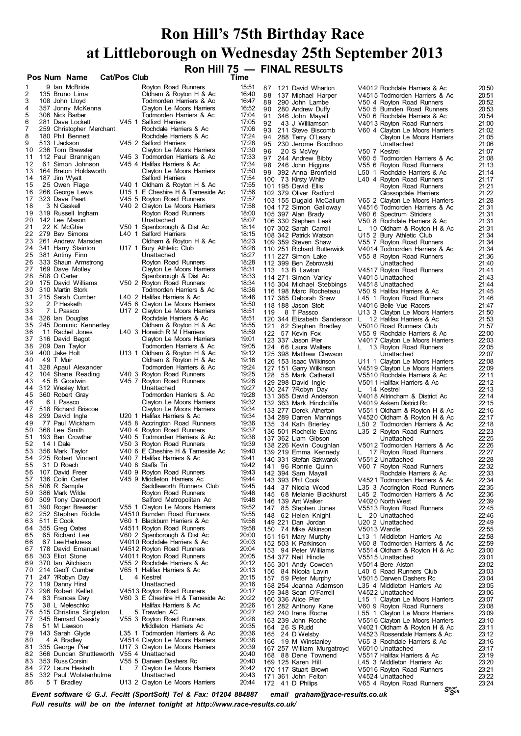# Ron Hill's 75th Birthday Race at Littleborough on Wednesday 25th September 2013

## Ron Hill 75 — FINAL RESULTS

| Pos | Num | Name | Cat/Pos | Club | Time |
|---|---|---|---|---|---|
| 1 | 9 | Ian McBride | | Royton Road Runners | 15:51 |
| 2 | 135 | Bruno Lima | | Oldham & Royton H & Ac | 16:40 |
| 3 | 108 | John Lloyd | | Todmorden Harriers & Ac | 16:47 |
| 4 | 357 | Jonny McKenna | | Clayton Le Moors Harriers | 16:52 |
| 5 | 306 | Nick Barber | | Todmorden Harriers & Ac | 17:04 |
| 6 | 281 | Dave Lockett | V45 1 | Salford Harriers | 17:05 |
| 7 | 259 | Christopher Merchant | | Rochdale Harriers & Ac | 17:06 |
| 8 | 180 | Phil Bennett | | Rochdale Harriers & Ac | 17:24 |
| 9 | 513 | I Jackson | V45 2 | Salford Harriers | 17:28 |
| 10 | 236 | Tom Brewster | | Clayton Le Moors Harriers | 17:30 |
| 11 | 112 | Paul Brannigan | V45 3 | Todmorden Harriers & Ac | 17:33 |
| 12 | 61 | Simon Johnson | V45 4 | Halifax Harriers & Ac | 17:34 |
| 13 | 164 | Breton Holdsworth | | Clayton Le Moors Harriers | 17:50 |
| 14 | 187 | Jim Wyatt | | Salford Harriers | 17:54 |
| 15 | 25 | Owen Flage | V40 1 | Oldham & Royton H & Ac | 17:55 |
| 16 | 266 | George Lewis | U15 1 | E Cheshire H & Tameside Ac | 17:56 |
| 17 | 323 | Dave Peart | V45 5 | Royton Road Runners | 17:57 |
| 18 | 3 | N Gaskell | V40 2 | Clayton Le Moors Harriers | 17:58 |
| 19 | 319 | Russell Ingham | | Royton Road Runners | 18:00 |
| 20 | 142 | Lee Mason | | Unattached | 18:07 |
| 21 | 22 | K McGhie | V50 1 | Spenborough & Dist Ac | 18:14 |
| 22 | 279 | Bev Simons | L40 1 | Salford Harriers | 18:15 |
| 23 | 261 | Andrew Marsden | | Oldham & Royton H & Ac | 18:23 |
| 24 | 341 | Harry Stainton | U17 1 | Bury Athletic Club | 18:26 |
| 25 | 381 | Antiny Finn | | Unattached | 18:27 |
| 26 | 333 | Shaun Armstrong | | Royton Road Runners | 18:28 |
| 27 | 169 | Dave Motley | | Clayton Le Moors Harriers | 18:31 |
| 28 | 508 | O Carter | | Spenborough & Dist Ac | 18:33 |
| 29 | 175 | David Williams | V50 2 | Royton Road Runners | 18:34 |
| 30 | 310 | Martin Stork | | Todmorden Harriers & Ac | 18:36 |
| 31 | 215 | Sarah Cumber | L40 2 | Halifax Harriers & Ac | 18:46 |
| 32 | 2 | P Hesketh | V45 6 | Clayton Le Moors Harriers | 18:50 |
| 33 | 7 | L Passco | U17 2 | Clayton Le Moors Harriers | 18:51 |
| 34 | 326 | Ian Douglas | | Rochdale Harriers & Ac | 18:51 |
| 35 | 245 | Dominic Kennerley | | Oldham & Royton H & Ac | 18:55 |
| 36 | 11 | Rachel Jones | L40 3 | Horwich R M I Harriers | 18:59 |
| 37 | 316 | David Bagot | | Clayton Le Moors Harriers | 19:01 |
| 38 | 209 | Dan Taylor | | Todmorden Harriers & Ac | 19:05 |
| 39 | 400 | Jake Holt | U13 1 | Oldham & Royton H & Ac | 19:12 |
| 40 | 49 | T Muir | | Oldham & Royton H & Ac | 19:16 |
| 41 | 328 | Apaul Alexander | | Todmorden Harriers & Ac | 19:24 |
| 42 | 104 | Shane Reading | V40 3 | Royton Road Runners | 19:25 |
| 43 | 45 | B Goodwin | V45 7 | Royton Road Runners | 19:26 |
| 44 | 312 | Wesley Mort | | Unattached | 19:27 |
| 45 | 360 | Robert Gray | | Todmorden Harriers & Ac | 19:28 |
| 46 | 6 | L Passco | | Clayton Le Moors Harriers | 19:32 |
| 47 | 518 | Richard Briscoe | | Clayton Le Moors Harriers | 19:34 |
| 48 | 299 | David Ingle | U20 1 | Halifax Harriers & Ac | 19:34 |
| 49 | 77 | Paul Wickham | V45 8 | Accrington Road Runners | 19:36 |
| 50 | 368 | Lee Smith | V40 4 | Royton Road Runners | 19:37 |
| 51 | 193 | Ben Crowther | V40 5 | Todmorden Harriers & Ac | 19:38 |
| 52 | 14 | I Dale | V50 3 | Royton Road Runners | 19:39 |
| 53 | 356 | Mark Taylor | V40 6 | E Cheshire H & Tameside Ac | 19:40 |
| 54 | 225 | Robert Vincent | V40 7 | Halifax Harriers & Ac | 19:41 |
| 55 | 31 | D Roach | V40 8 | Staffs Tri | 19:42 |
| 56 | 107 | David Freer | V40 9 | Royton Road Runners | 19:43 |
| 57 | 136 | Colin Carter | V45 9 | Middleton Harriers Ac | 19:44 |
| 58 | 506 | R Sample | | Saddleworth Runners Club | 19:45 |
| 59 | 386 | Mark Wilde | | Royton Road Runners | 19:46 |
| 60 | 309 | Tony Davenport | | Salford Metropolitan Ac | 19:48 |
| 61 | 390 | Roger Brewster | V55 1 | Clayton Le Moors Harriers | 19:52 |
| 62 | 252 | Stephen Riddle | V4510 | Burnden Road Runners | 19:55 |
| 63 | 511 | E Cook | V60 1 | Blackburn Harriers & Ac | 19:56 |
| 64 | 355 | Greg Oates | V4511 | Royton Road Runners | 19:58 |
| 65 | 65 | Richard Lee | V60 2 | Spenborough & Dist Ac | 20:00 |
| 66 | 67 | Lee Harkness | V4010 | Rochdale Harriers & Ac | 20:03 |
| 67 | 178 | David Emanuel | V4512 | Royton Road Runners | 20:04 |
| 68 | 303 | Eliot Stone | V4011 | Royton Road Runners | 20:05 |
| 69 | 370 | Ian Aitchison | V55 2 | Rochdale Harriers & Ac | 20:12 |
| 70 | 214 | Geoff Cumber | V65 1 | Halifax Harriers & Ac | 20:13 |
| 71 | 247 | ?Robyn Day | L 4 | Kestrel | 20:15 |
| 72 | 119 | Danny Hirst | | Unattached | 20:16 |
| 73 | 296 | Robert Kellett | V4513 | Royton Road Runners | 20:17 |
| 74 | 63 | Frances Day | V60 3 | E Cheshire H & Tameside Ac | 20:22 |
| 75 | 38 | L Meleschko | | Halifax Harriers & Ac | 20:26 |
| 76 | 515 | Christina Singleton | L 5 | Trawden AC | 20:27 |
| 77 | 345 | Bernard Cassidy | V55 3 | Royton Road Runners | 20:28 |
| 78 | 51 | M Lawson | | Middleton Harriers Ac | 20:35 |
| 79 | 143 | Sarah Glyde | L35 1 | Todmorden Harriers & Ac | 20:36 |
| 80 | 4 | A Bradley | V4514 | Clayton Le Moors Harriers | 20:38 |
| 81 | 335 | George Pier | U17 3 | Clayton Le Moors Harriers | 20:39 |
| 82 | 366 | Duncan Shuttleworth | V55 4 | Unattached | 20:40 |
| 83 | 353 | Russ Corsini | V55 5 | Darwen Dashers Rc | 20:40 |
| 84 | 272 | Laura Hesketh | L 7 | Clayton Le Moors Harriers | 20:42 |
| 85 | 332 | Paul Wolstenholme | | Unattached | 20:43 |
| 86 | 5 | T Bradley | U13 2 | Clayton Le Moors Harriers | 20:44 |
| 87 | 121 | David Wharton | V4012 | Rochdale Harriers & Ac | 20:50 |
| 88 | 137 | Michael Harper | V4515 | Todmorden Harriers & Ac | 20:51 |
| 89 | 290 | John Lamb | V50 4 | Royton Road Runners | 20:52 |
| 90 | 280 | Andrew Duffy | V50 5 | Burnden Road Runners | 20:53 |
| 91 | 346 | John Mayall | V50 6 | Rochdale Harriers & Ac | 20:54 |
| 92 | 43 | J Williamson | V4013 | Royton Road Runners | 21:00 |
| 93 | 211 | Steve Biscomb | V60 4 | Clayton Le Moors Harriers | 21:02 |
| 94 | 288 | Terry O'Leary | | Clayton Le Moors Harriers | 21:05 |
| 95 | 230 | Jerome Boodhoo | | Unattached | 21:06 |
| 96 | 20 | S McVey | V50 7 | Kestrel | 21:07 |
| 97 | 244 | Andrew Bibby | V60 5 | Todmorden Harriers & Ac | 21:08 |
| 98 | 246 | John Higgins | V55 6 | Royton Road Runners | 21:13 |
| 99 | 392 | Anna Bronfield | L50 1 | Rochdale Harriers & Ac | 21:14 |
| 100 | 73 | Kirsty White | L40 4 | Royton Road Runners | 21:17 |
| 101 | 195 | David Ellis | | Royton Road Runners | 21:21 |
| 102 | 379 | Oliver Radford | | Glossopdale Harriers | 21:22 |
| 103 | 155 | Dugald McCallum | V65 2 | Clayton Le Moors Harriers | 21:28 |
| 104 | 172 | Simon Galloway | V4516 | Todmorden Harriers & Ac | 21:31 |
| 105 | 397 | Alan Brady | V60 6 | Spectrum Striders | 21:31 |
| 106 | 330 | Stephen Leak | V50 8 | Rochdale Harriers & Ac | 21:31 |
| 107 | 302 | Sarah Carroll | L 10 | Oldham & Royton H & Ac | 21:31 |
| 108 | 342 | Patrick Watson | U15 2 | Bury Athletic Club | 21:34 |
| 109 | 359 | Steven Shaw | V55 7 | Royton Road Runners | 21:34 |
| 110 | 251 | Richard Butterwick | V4014 | Todmorden Harriers & Ac | 21:34 |
| 111 | 227 | Simon Lake | V55 8 | Royton Road Runners | 21:36 |
| 112 | 399 | Ben Zebrowski | | Unattached | 21:40 |
| 113 | 13 | B Lawton | V4517 | Royton Road Runners | 21:41 |
| 114 | 271 | Simon Varley | V4015 | Unattached | 21:43 |
| 115 | 304 | Michael Stebbings | V4518 | Unattached | 21:44 |
| 116 | 198 | Marc Rocheteau | V50 9 | Halifax Harriers & Ac | 21:45 |
| 117 | 385 | Deborah Shaw | L45 1 | Royton Road Runners | 21:46 |
| 118 | 188 | Jason Stott | V4016 | Belle Vue Racers | 21:47 |
| 119 | 8 | T Passco | U13 3 | Clayton Le Moors Harriers | 21:50 |
| 120 | 344 | Elizabeth Sanderson | L 12 | Halifax Harriers & Ac | 21:53 |
| 121 | 82 | Stephen Bradley | V5010 | Road Runners Club | 21:57 |
| 122 | 57 | Kevin Fox | V55 9 | Rochdale Harriers & Ac | 22:00 |
| 123 | 337 | Jason Pier | V4017 | Clayton Le Moors Harriers | 22:03 |
| 124 | 66 | Laura Walters | L 13 | Royton Road Runners | 22:05 |
| 125 | 398 | Matthew Clawson | | Unattached | 22:07 |
| 126 | 153 | Isaac Wilkinson | U11 1 | Clayton Le Moors Harriers | 22:08 |
| 127 | 151 | Garry Wilkinson | V4519 | Clayton Le Moors Harriers | 22:09 |
| 128 | 55 | Mark Catherall | V5510 | Rochdale Harriers & Ac | 22:11 |
| 129 | 298 | David Ingle | V5011 | Halifax Harriers & Ac | 22:12 |
| 130 | 247 | ?Robyn Day | L 14 | Kestrel | 22:13 |
| 131 | 365 | David Anderson | V4018 | Altrincham & District Ac | 22:14 |
| 132 | 363 | Mark Hinchcliffe | V4019 | Askern District Rc | 22:15 |
| 133 | 277 | Derek Atherton | V5511 | Oldham & Royton H & Ac | 22:16 |
| 134 | 420 | Darren Mannings | V4520 | Oldham & Royton H & Ac | 22:17 |
| 135 | 34 | Kath Brierley | L50 2 | Todmorden Harriers & Ac | 22:18 |
| 136 | 501 | Rochelle Evans | L35 2 | Royton Road Runners | 22:23 |
| 137 | 362 | Liam Gibson | | Unattached | 22:25 |
| 138 | 226 | Kevin Coughlan | V5012 | Todmorden Harriers & Ac | 22:26 |
| 139 | 219 | Emma Kennedy | L 17 | Royton Road Runners | 22:27 |
| 140 | 331 | Stefan Szkwarok | V5512 | Unattached | 22:28 |
| 141 | 96 | Ronnie Quinn | V60 7 | Royton Road Runners | 22:32 |
| 142 | 394 | Sam Mayall | | Rochdale Harriers & Ac | 22:33 |
| 143 | 393 | Phil Cook | V4521 | Todmorden Harriers & Ac | 22:34 |
| 144 | 37 | Nicola Wood | L35 3 | Accrington Road Runners | 22:35 |
| 145 | 68 | Melanie Blackhurst | L45 2 | Todmorden Harriers & Ac | 22:36 |
| 146 | 139 | Ant Walker | V4020 | North West | 22:39 |
| 147 | 85 | Stephen Jones | V5513 | Royton Road Runners | 22:45 |
| 148 | 62 | Helen Knight | L 20 | Unattached | 22:46 |
| 149 | 221 | Dan Jordan | U20 2 | Unattached | 22:49 |
| 150 | 74 | Mike Atkinson | V5013 | Wardle | 22:55 |
| 151 | 161 | Mary Murphy | L13 1 | Middleton Harriers Ac | 22:58 |
| 152 | 503 | K Parkinson | V60 8 | Todmorden Harriers & Ac | 22:59 |
| 153 | 94 | Peter Williams | V5514 | Oldham & Royton H & Ac | 23:00 |
| 154 | 377 | Neil Hindle | V5515 | Unattached | 23:01 |
| 155 | 301 | Andy Cowden | V5014 | Bere Alston | 23:02 |
| 156 | 84 | Nicola Lavin | L40 5 | Road Runners Club | 23:03 |
| 157 | 59 | Peter Murphy | V5015 | Darwen Dashers Rc | 23:04 |
| 158 | 254 | Joanna Adamson | L35 4 | Middleton Harriers Ac | 23:05 |
| 159 | 348 | Sean O'Farrell | V4522 | Unattached | 23:06 |
| 160 | 336 | Alice Pier | L15 1 | Clayton Le Moors Harriers | 23:07 |
| 161 | 282 | Anthony Kane | V60 9 | Royton Road Runners | 23:08 |
| 162 | 240 | Irene Roche | L55 1 | Clayton Le Moors Harriers | 23:09 |
| 163 | 239 | John Roche | V5516 | Clayton Le Moors Harriers | 23:10 |
| 164 | 26 | S Rudd | V4021 | Oldham & Royton H & Ac | 23:11 |
| 165 | 24 | D Welsby | V4523 | Rossendale Harriers & Ac | 23:12 |
| 166 | 19 | M Winstanley | V65 3 | Rochdale Harriers & Ac | 23:16 |
| 167 | 257 | William Murgatroyd | V6010 | Unattached | 23:17 |
| 168 | 88 | Dene Townend | V5517 | Halifax Harriers & Ac | 23:19 |
| 169 | 125 | Karen Hill | L45 3 | Middleton Harriers Ac | 23:20 |
| 170 | 117 | Stuart Brown | V5016 | Royton Road Runners | 23:21 |
| 171 | 361 | John Felton | V4524 | Unattached | 23:22 |
| 172 | 41 | D Philips | V65 4 | Royton Road Runners | 23:24 |

*Event software © G.J. Fecitt (SportSoft) Tel & Fax: 01204 884887 email graham@race-results.co.uk*

*Full results will be on the internet tonight at http://www.race-results.co.uk/*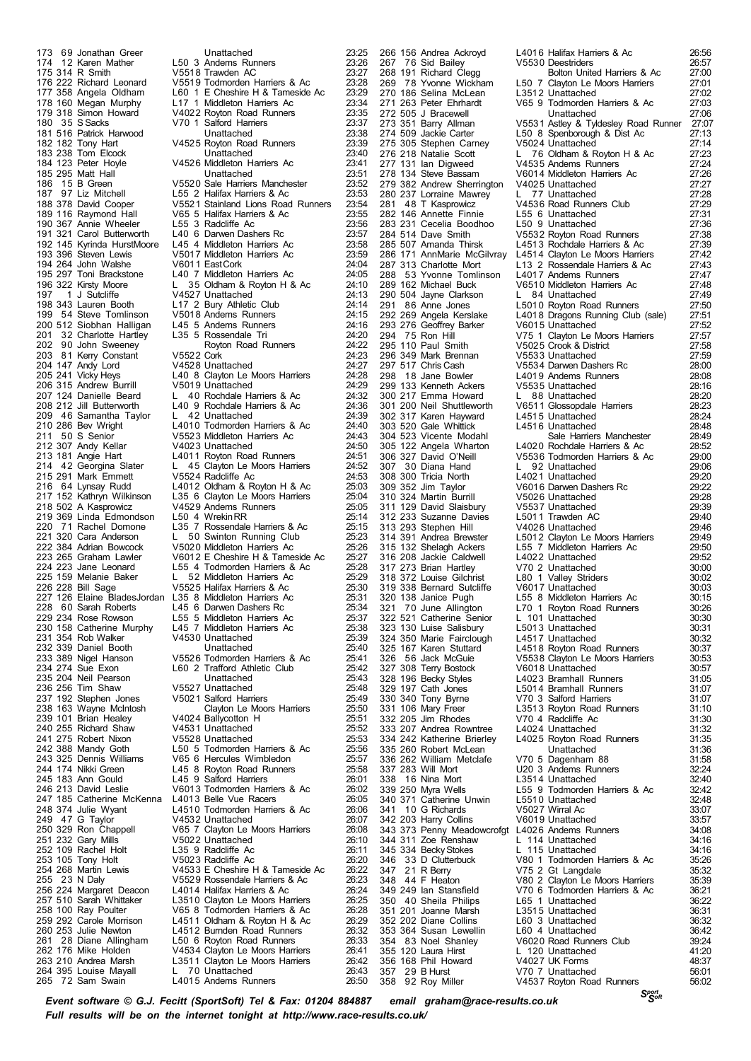| | | | | |
|---|---|---|---|---|
| 173 | 69 | Jonathan Greer | Unattached | 23:25 |
| 174 | 12 | Karen Mather | L50 3 Andems Runners | 23:26 |
| 175 | 314 | R Smith | V5518 Trawden AC | 23:27 |
| 176 | 222 | Richard Leonard | V5519 Todmorden Harriers & Ac | 23:28 |
| 177 | 358 | Angela Oldham | L60 1 E Cheshire H & Tameside Ac | 23:29 |
| 178 | 160 | Megan Murphy | L17 1 Middleton Harriers Ac | 23:34 |
| 179 | 318 | Simon Howard | V4022 Royton Road Runners | 23:35 |
| 180 | 35 | S Sacks | V70 1 Salford Harriers | 23:37 |
| 181 | 516 | Patrick Harwood | Unattached | 23:38 |
| 182 | 182 | Tony Hart | V4525 Royton Road Runners | 23:39 |
| 183 | 238 | Tom Elcock | Unattached | 23:40 |
| 184 | 123 | Peter Hoyle | V4526 Middleton Harriers Ac | 23:41 |
| 185 | 295 | Matt Hall | Unattached | 23:51 |
| 186 | 15 | B Green | V5520 Sale Harriers Manchester | 23:52 |
| 187 | 97 | Liz Mitchell | L55 2 Halifax Harriers & Ac | 23:53 |
| 188 | 378 | David Cooper | V5521 Stainland Lions Road Runners | 23:54 |
| 189 | 116 | Raymond Hall | V65 5 Halifax Harriers & Ac | 23:55 |
| 190 | 367 | Annie Wheeler | L55 3 Radcliffe Ac | 23:56 |
| 191 | 321 | Carol Butterworth | L40 6 Darwen Dashers Rc | 23:57 |
| 192 | 145 | Kyrinda HurstMoore | L45 4 Middleton Harriers Ac | 23:58 |
| 193 | 396 | Steven Lewis | V5017 Middleton Harriers Ac | 23:59 |
| 194 | 264 | John Walshe | V6011 East Cork | 24:04 |
| 195 | 297 | Toni Brackstone | L40 7 Middleton Harriers Ac | 24:05 |
| 196 | 322 | Kirsty Moore | L 35 Oldham & Royton H & Ac | 24:10 |
| 197 | 1 | J Sutcliffe | V4527 Unattached | 24:13 |
| 198 | 343 | Lauren Booth | L17 2 Bury Athletic Club | 24:14 |
| 199 | 54 | Steve Tomlinson | V5018 Andems Runners | 24:15 |
| 200 | 512 | Siobhan Halligan | L45 5 Andems Runners | 24:16 |
| 201 | 32 | Charlotte Hartley | L35 5 Rossendale Tri | 24:20 |
| 202 | 90 | John Sweeney | Royton Road Runners | 24:22 |
| 203 | 81 | Kerry Constant | V5522 Cork | 24:23 |
| 204 | 147 | Andy Lord | V4528 Unattached | 24:27 |
| 205 | 241 | Vicky Heys | L40 8 Clayton Le Moors Harriers | 24:28 |
| 206 | 315 | Andrew Burrill | V5019 Unattached | 24:29 |
| 207 | 124 | Danielle Beard | L 40 Rochdale Harriers & Ac | 24:32 |
| 208 | 212 | Jill Butterworth | L40 9 Rochdale Harriers & Ac | 24:36 |
| 209 | 46 | Samantha Taylor | L 42 Unattached | 24:39 |
| 210 | 286 | Bev Wright | L4010 Todmorden Harriers & Ac | 24:40 |
| 211 | 50 | S Senior | V5523 Middleton Harriers Ac | 24:43 |
| 212 | 307 | Andy Kellar | V4023 Unattached | 24:50 |
| 213 | 181 | Angie Hart | L4011 Royton Road Runners | 24:51 |
| 214 | 42 | Georgina Slater | L 45 Clayton Le Moors Harriers | 24:52 |
| 215 | 291 | Mark Emmett | V5524 Radcliffe Ac | 24:53 |
| 216 | 64 | Lynsay Rudd | L4012 Oldham & Royton H & Ac | 25:03 |
| 217 | 152 | Kathryn Wilkinson | L35 6 Clayton Le Moors Harriers | 25:04 |
| 218 | 502 | A Kasprowicz | V4529 Andems Runners | 25:05 |
| 219 | 369 | Linda Edmondson | L50 4 Wrekin RR | 25:14 |
| 220 | 71 | Rachel Domone | L35 7 Rossendale Harriers & Ac | 25:15 |
| 221 | 320 | Cara Anderson | L 50 Sunning Running Club | 25:23 |
| 222 | 384 | Adrian Bowcock | V5020 Middleton Harriers Ac | 25:26 |
| 223 | 265 | Graham Lawler | V6012 E Cheshire H & Tameside Ac | 25:27 |
| 224 | 223 | Jane Leonard | L55 4 Todmorden Harriers & Ac | 25:28 |
| 225 | 159 | Melanie Baker | L 52 Middleton Harriers Ac | 25:29 |
| 226 | 228 | Bill Sage | V5525 Halifax Harriers & Ac | 25:30 |
| 227 | 126 | Elaine BladesJordan | L35 8 Middleton Harriers Ac | 25:31 |
| 228 | 60 | Sarah Roberts | L45 6 Darwen Dashers Rc | 25:34 |
| 229 | 234 | Rose Rowson | L55 5 Middleton Harriers Ac | 25:37 |
| 230 | 158 | Catherine Murphy | L45 7 Middleton Harriers Ac | 25:38 |
| 231 | 354 | Rob Walker | V4530 Unattached | 25:39 |
| 232 | 339 | Daniel Booth | Unattached | 25:40 |
| 233 | 389 | Nigel Hanson | V5526 Todmorden Harriers & Ac | 25:41 |
| 234 | 274 | Sue Exon | L60 2 Trafford Athletic Club | 25:42 |
| 235 | 204 | Neil Pearson | Unattached | 25:43 |
| 236 | 256 | Tim Shaw | V5527 Unattached | 25:48 |
| 237 | 192 | Stephen Jones | V5021 Salford Harriers | 25:49 |
| 238 | 163 | Wayne McIntosh | Clayton Le Moors Harriers | 25:50 |
| 239 | 101 | Brian Healey | V4024 Ballycotton H | 25:51 |
| 240 | 255 | Richard Shaw | V4531 Unattached | 25:52 |
| 241 | 275 | Robert Nixon | V5528 Unattached | 25:53 |
| 242 | 388 | Mandy Goth | L50 5 Todmorden Harriers & Ac | 25:56 |
| 243 | 325 | Dennis Williams | V65 6 Hercules Wimbledon | 25:57 |
| 244 | 174 | Nikki Green | L45 8 Royton Road Runners | 25:58 |
| 245 | 183 | Ann Gould | L45 9 Salford Harriers | 26:01 |
| 246 | 213 | David Leslie | V6013 Todmorden Harriers & Ac | 26:02 |
| 247 | 185 | Catherine McKenna | L4013 Belle Vue Racers | 26:05 |
| 248 | 374 | Julie Wyant | L4510 Todmorden Harriers & Ac | 26:06 |
| 249 | 47 | G Taylor | V4532 Unattached | 26:07 |
| 250 | 329 | Ron Chappell | V65 7 Clayton Le Moors Harriers | 26:08 |
| 251 | 232 | Gary Mills | V5022 Unattached | 26:10 |
| 252 | 109 | Rachel Holt | L35 9 Radcliffe Ac | 26:11 |
| 253 | 105 | Tony Holt | V5023 Radcliffe Ac | 26:20 |
| 254 | 268 | Martin Lewis | V4533 E Cheshire H & Tameside Ac | 26:22 |
| 255 | 23 | N Daly | V5529 Rossendale Harriers & Ac | 26:23 |
| 256 | 224 | Margaret Deacon | L4014 Halifax Harriers & Ac | 26:24 |
| 257 | 510 | Sarah Whittaker | L3510 Clayton Le Moors Harriers | 26:25 |
| 258 | 100 | Ray Poulter | V65 8 Todmorden Harriers & Ac | 26:28 |
| 259 | 292 | Carole Morrison | L4511 Oldham & Royton H & Ac | 26:29 |
| 260 | 253 | Julie Newton | L4512 Burnden Road Runners | 26:32 |
| 261 | 28 | Diane Allingham | L50 6 Royton Road Runners | 26:33 |
| 262 | 176 | Mike Holden | V4534 Clayton Le Moors Harriers | 26:41 |
| 263 | 210 | Andrea Marsh | L3511 Clayton Le Moors Harriers | 26:42 |
| 264 | 395 | Louise Mayall | L 70 Unattached | 26:43 |
| 265 | 72 | Sam Swain | L4015 Andems Runners | 26:50 |
| 266 | 156 | Andrea Ackroyd | L4016 Halifax Harriers & Ac | 26:56 |
| 267 | 76 | Sid Bailey | V5530 Deestriders | 26:57 |
| 268 | 191 | Richard Clegg | Bolton United Harriers & Ac | 27:00 |
| 269 | 78 | Yvonne Wickham | L50 7 Clayton Le Moors Harriers | 27:01 |
| 270 | 186 | Selina McLean | L3512 Unattached | 27:02 |
| 271 | 263 | Peter Ehrhardt | V65 9 Todmorden Harriers & Ac | 27:03 |
| 272 | 505 | J Bracewell | Unattached | 27:06 |
| 273 | 351 | Barry Allman | V5531 Astley & Tyldesley Road Runner | 27:07 |
| 274 | 509 | Jackie Carter | L50 8 Spenborough & Dist Ac | 27:13 |
| 275 | 305 | Stephen Carney | V5024 Unattached | 27:14 |
| 276 | 218 | Natalie Scott | L 76 Oldham & Royton H & Ac | 27:23 |
| 277 | 131 | Ian Digweed | V4535 Andems Runners | 27:24 |
| 278 | 134 | Steve Bassam | V6014 Middleton Harriers Ac | 27:26 |
| 279 | 382 | Andrew Sherrington | V4025 Unattached | 27:27 |
| 280 | 237 | Lorraine Mawrey | L 77 Unattached | 27:28 |
| 281 | 48 | T Kasprowicz | V4536 Road Runners Club | 27:29 |
| 282 | 146 | Annette Finnie | L55 6 Unattached | 27:31 |
| 283 | 231 | Cecelia Boodhoo | L50 9 Unattached | 27:36 |
| 284 | 514 | Dave Smith | V5532 Royton Road Runners | 27:38 |
| 285 | 507 | Amanda Thirsk | L4513 Rochdale Harriers & Ac | 27:39 |
| 286 | 171 | AnnMarie McGilvray | L4514 Clayton Le Moors Harriers | 27:42 |
| 287 | 313 | Charlotte Mort | L13 2 Rossendale Harriers & Ac | 27:43 |
| 288 | 53 | Yvonne Tomlinson | L4017 Andems Runners | 27:47 |
| 289 | 162 | Michael Buck | V6510 Middleton Harriers Ac | 27:48 |
| 290 | 504 | Jayne Clarkson | L 84 Unattached | 27:49 |
| 291 | 86 | Anne Jones | L5010 Royton Road Runners | 27:50 |
| 292 | 269 | Angela Kerslake | L4018 Dragons Running Club (sale) | 27:51 |
| 293 | 276 | Geoffrey Barker | V6015 Unattached | 27:52 |
| 294 | 75 | Ron Hill | V75 1 Clayton Le Moors Harriers | 27:57 |
| 295 | 110 | Paul Smith | V5025 Crook & District | 27:58 |
| 296 | 349 | Mark Brennan | V5533 Unattached | 27:59 |
| 297 | 517 | Chris Cash | V5534 Darwen Dashers Rc | 28:00 |
| 298 | 18 | Jane Bowler | L4019 Andems Runners | 28:08 |
| 299 | 133 | Kenneth Ackers | V5535 Unattached | 28:16 |
| 300 | 217 | Emma Howard | L 88 Unattached | 28:20 |
| 301 | 200 | Neil Shuttleworth | V6511 Glossopdale Harriers | 28:23 |
| 302 | 317 | Karen Hayward | L4515 Unattached | 28:24 |
| 303 | 520 | Gale Whittick | L4516 Unattached | 28:48 |
| 304 | 523 | Vicente Modahl | Sale Harriers Manchester | 28:49 |
| 305 | 122 | Angela Wharton | L4020 Rochdale Harriers & Ac | 28:52 |
| 306 | 327 | David O'Neill | V5536 Todmorden Harriers & Ac | 29:00 |
| 307 | 30 | Diana Hand | L 92 Unattached | 29:06 |
| 308 | 300 | Tricia North | L4021 Unattached | 29:20 |
| 309 | 352 | Jim Taylor | V6016 Darwen Dashers Rc | 29:22 |
| 310 | 324 | Martin Burrill | V5026 Unattached | 29:28 |
| 311 | 129 | David Slaisbury | V5537 Unattached | 29:39 |
| 312 | 233 | Suzanne Davies | L5011 Trawden AC | 29:40 |
| 313 | 293 | Stephen Hill | V4026 Unattached | 29:46 |
| 314 | 391 | Andrea Brewster | L5012 Clayton Le Moors Harriers | 29:49 |
| 315 | 132 | Shelagh Ackers | L55 7 Middleton Harriers Ac | 29:50 |
| 316 | 208 | Jackie Caldwell | L4022 Unattached | 29:52 |
| 317 | 273 | Brian Hartley | V70 2 Unattached | 30:00 |
| 318 | 372 | Louise Gilchrist | L80 1 Valley Striders | 30:02 |
| 319 | 338 | Bernard Sutcliffe | V6017 Unattached | 30:03 |
| 320 | 138 | Janice Pugh | L55 8 Middleton Harriers Ac | 30:15 |
| 321 | 70 | June Allington | L70 1 Royton Road Runners | 30:26 |
| 322 | 521 | Catherine Senior | L 101 Unattached | 30:30 |
| 323 | 130 | Luise Salisbury | L5013 Unattached | 30:31 |
| 324 | 350 | Marie Fairclough | L4517 Unattached | 30:32 |
| 325 | 167 | Karen Stuttard | L4518 Royton Road Runners | 30:37 |
| 326 | 56 | Jack McGuie | V5538 Clayton Le Moors Harriers | 30:53 |
| 327 | 308 | Terry Bostock | V6018 Unattached | 30:57 |
| 328 | 196 | Becky Styles | L4023 Bramhall Runners | 31:05 |
| 329 | 197 | Cath Jones | L5014 Bramhall Runners | 31:07 |
| 330 | 340 | Tony Byrne | V70 3 Salford Harriers | 31:07 |
| 331 | 106 | Mary Freer | L3513 Royton Road Runners | 31:10 |
| 332 | 205 | Jim Rhodes | V70 4 Radcliffe Ac | 31:30 |
| 333 | 207 | Andrea Rowntree | L4024 Unattached | 31:32 |
| 334 | 242 | Katherine Brierley | L4025 Royton Road Runners | 31:35 |
| 335 | 260 | Robert McLean | Unattached | 31:36 |
| 336 | 262 | William Metclafe | V70 5 Dagenham 88 | 31:58 |
| 337 | 283 | Will Mort | U20 3 Andems Runners | 32:24 |
| 338 | 16 | Nina Mort | L3514 Unattached | 32:40 |
| 339 | 250 | Myra Wells | L55 9 Todmorden Harriers & Ac | 32:42 |
| 340 | 371 | Catherine Unwin | L5510 Unattached | 32:48 |
| 341 | 10 | G Richards | V5027 Wirral Ac | 33:07 |
| 342 | 203 | Harry Collins | V6019 Unattached | 33:57 |
| 343 | 373 | Penny Meadowcrofgt | L4026 Andems Runners | 34:08 |
| 344 | 311 | Zoe Renshaw | L 114 Unattached | 34:16 |
| 345 | 334 | Becky Stokes | L 115 Unattached | 34:16 |
| 346 | 33 | D Clutterbuck | V80 1 Todmorden Harriers & Ac | 35:26 |
| 347 | 21 | R Berry | V75 2 Gt Langdale | 35:32 |
| 348 | 44 | F Heaton | V80 2 Clayton Le Moors Harriers | 35:39 |
| 349 | 249 | Ian Stansfield | V70 6 Todmorden Harriers & Ac | 36:21 |
| 350 | 40 | Sheila Philips | L65 1 Unattached | 36:22 |
| 351 | 201 | Joanne Marsh | L3515 Unattached | 36:31 |
| 352 | 202 | Diane Collins | L60 3 Unattached | 36:32 |
| 353 | 364 | Susan Lewellin | L60 4 Unattached | 36:42 |
| 354 | 83 | Noel Shanley | V6020 Road Runners Club | 39:24 |
| 355 | 120 | Laura Hirst | L 120 Unattached | 41:20 |
| 356 | 168 | Phil Howard | V4027 UK Forms | 48:37 |
| 357 | 29 | B Hurst | V70 7 Unattached | 56:01 |
| 358 | 92 | Roy Miller | V4537 Royton Road Runners | 56:02 |

*Event software © G.J. Fecitt (SportSoft) Tel & Fax: 01204 884887 email graham@race-results.co.uk*

*Full results will be on the internet tonight at http://www.race-results.co.uk/*